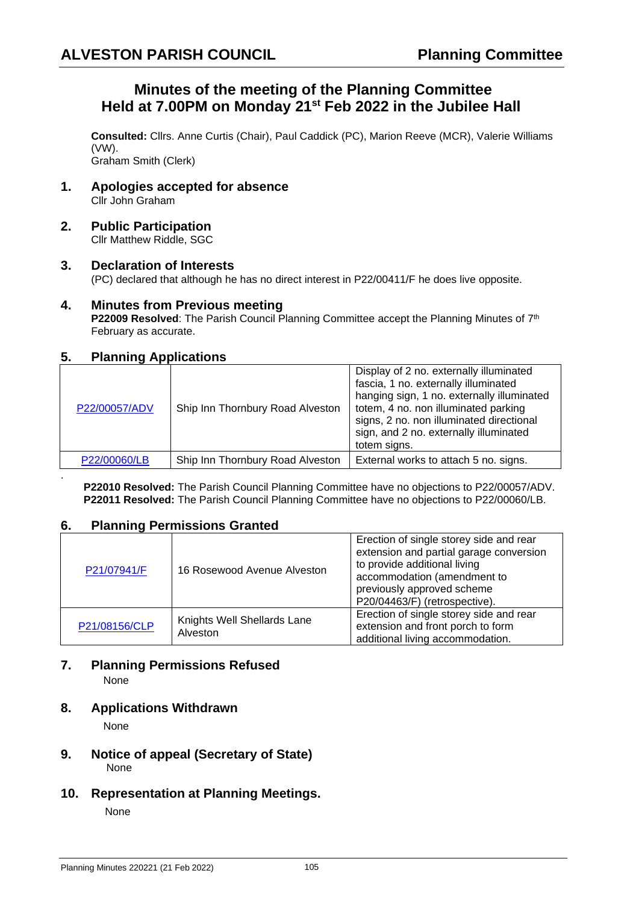# ALVESTON PARISH COUNCIL — Planning Committee

## Minutes of the meeting of the Planning Committee
## Held at 7.00PM on Monday 21st Feb 2022 in the Jubilee Hall

**Consulted:** Cllrs. Anne Curtis (Chair), Paul Caddick (PC), Marion Reeve (MCR), Valerie Williams (VW).
Graham Smith (Clerk)

### 1. Apologies accepted for absence
Cllr John Graham

### 2. Public Participation
Cllr Matthew Riddle, SGC

### 3. Declaration of Interests
(PC) declared that although he has no direct interest in P22/00411/F he does live opposite.

### 4. Minutes from Previous meeting
**P22009 Resolved**: The Parish Council Planning Committee accept the Planning Minutes of 7th February as accurate.

### 5. Planning Applications

| | | |
|---|---|---|
| P22/00057/ADV | Ship Inn Thornbury Road Alveston | Display of 2 no. externally illuminated fascia, 1 no. externally illuminated hanging sign, 1 no. externally illuminated totem, 4 no. non illuminated parking signs, 2 no. non illuminated directional sign, and 2 no. externally illuminated totem signs. |
| P22/00060/LB | Ship Inn Thornbury Road Alveston | External works to attach 5 no. signs. |

**P22010 Resolved:** The Parish Council Planning Committee have no objections to P22/00057/ADV.
**P22011 Resolved:** The Parish Council Planning Committee have no objections to P22/00060/LB.

### 6. Planning Permissions Granted

| | | |
|---|---|---|
| P21/07941/F | 16 Rosewood Avenue Alveston | Erection of single storey side and rear extension and partial garage conversion to provide additional living accommodation (amendment to previously approved scheme P20/04463/F) (retrospective). |
| P21/08156/CLP | Knights Well Shellards Lane Alveston | Erection of single storey side and rear extension and front porch to form additional living accommodation. |

### 7. Planning Permissions Refused
None

### 8. Applications Withdrawn
None

### 9. Notice of appeal (Secretary of State)
None

### 10. Representation at Planning Meetings.
None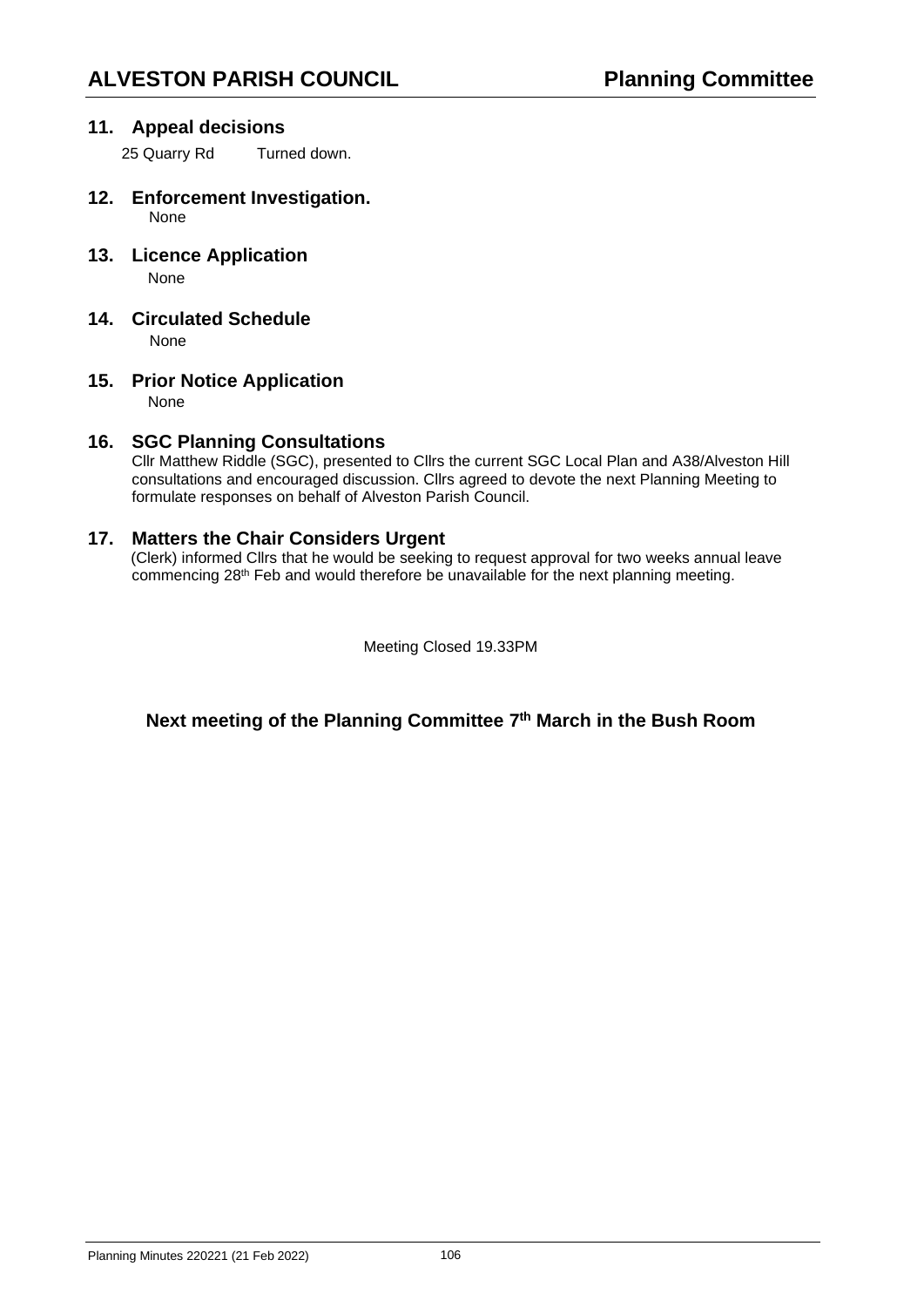## 11. Appeal decisions

25 Quarry Rd Turned down.

## 12. Enforcement Investigation.

None

## 13. Licence Application

None

## 14. Circulated Schedule

None

## 15. Prior Notice Application

None

## 16. SGC Planning Consultations

Cllr Matthew Riddle (SGC), presented to Cllrs the current SGC Local Plan and A38/Alveston Hill consultations and encouraged discussion. Cllrs agreed to devote the next Planning Meeting to formulate responses on behalf of Alveston Parish Council.

## 17. Matters the Chair Considers Urgent

(Clerk) informed Cllrs that he would be seeking to request approval for two weeks annual leave commencing 28th Feb and would therefore be unavailable for the next planning meeting.

Meeting Closed 19.33PM

**Next meeting of the Planning Committee 7th March in the Bush Room**